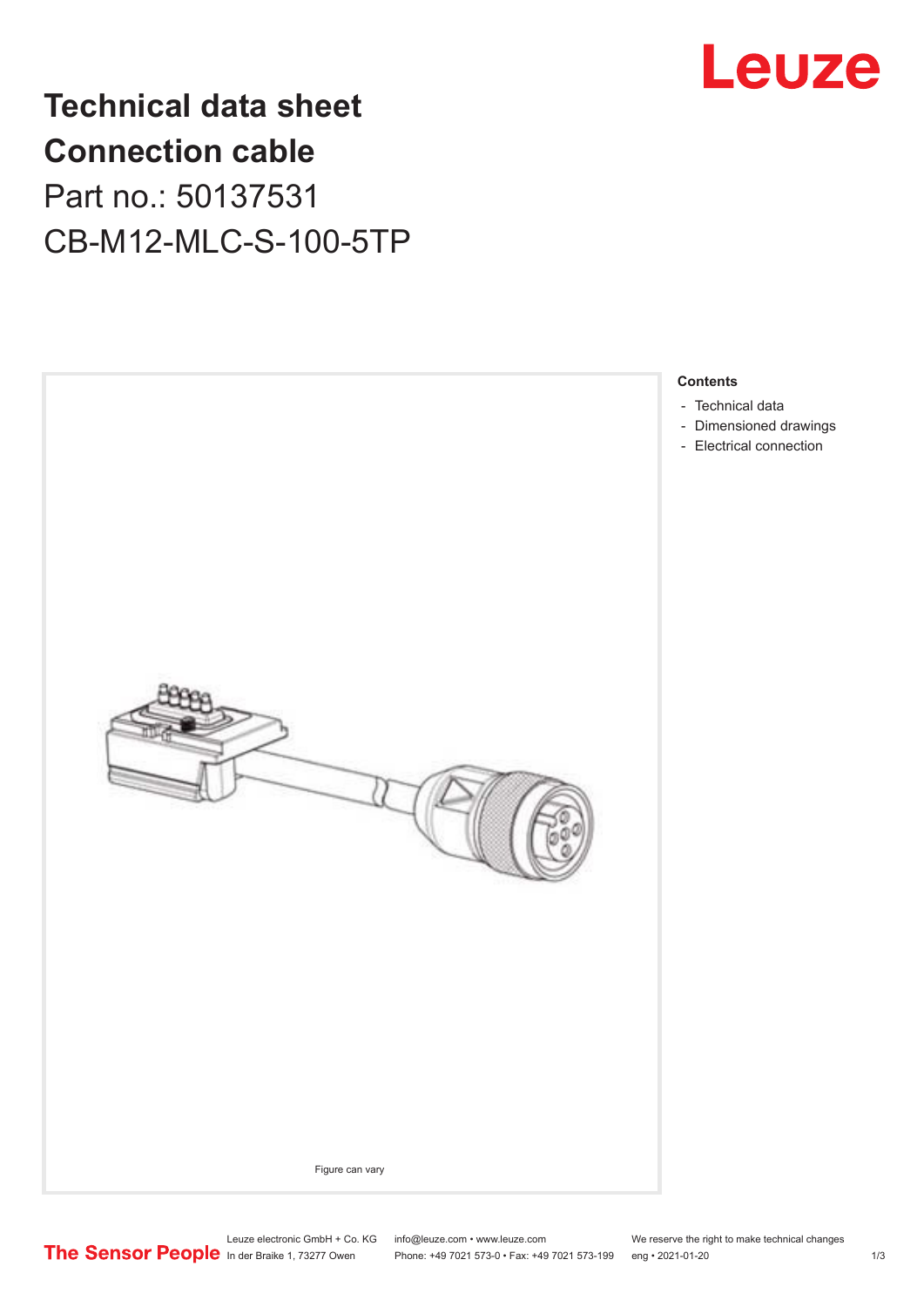# Technical data sheet
# Connection cable

Part no.: 50137531

CB-M12-MLC-S-100-5TP

Figure can vary

**Contents**

- Technical data
- Dimensioned drawings
- Electrical connection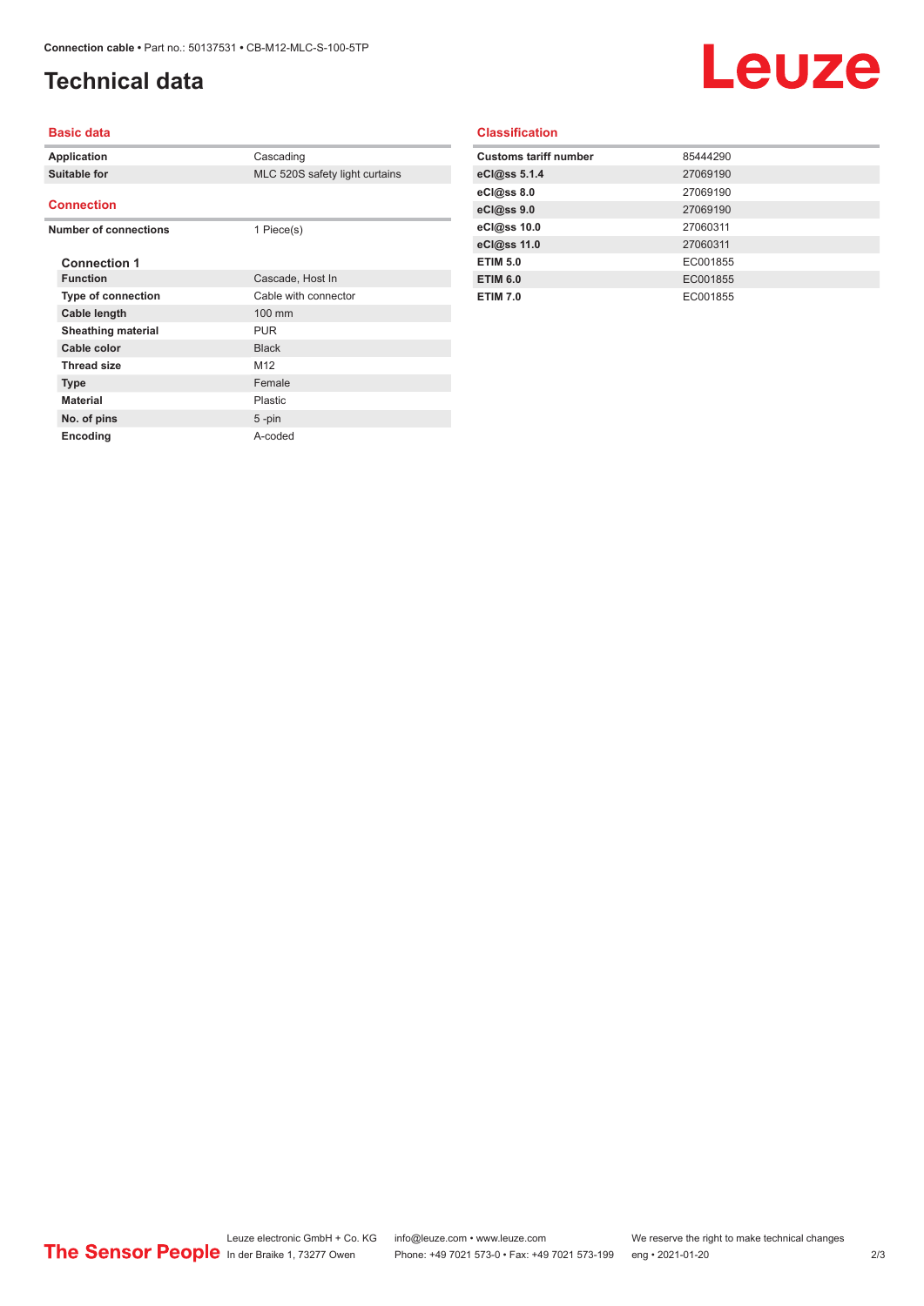# Technical data

## Basic data

| Application | Cascading |
|---|---|
| Suitable for | MLC 520S safety light curtains |

## Connection

| Number of connections | 1 Piece(s) |
|---|---|

### Connection 1

| Function | Cascade, Host In |
|---|---|
| Type of connection | Cable with connector |
| Cable length | 100 mm |
| Sheathing material | PUR |
| Cable color | Black |
| Thread size | M12 |
| Type | Female |
| Material | Plastic |
| No. of pins | 5 -pin |
| Encoding | A-coded |

## Classification

| Customs tariff number | 85444290 |
|---|---|
| eCl@ss 5.1.4 | 27069190 |
| eCl@ss 8.0 | 27069190 |
| eCl@ss 9.0 | 27069190 |
| eCl@ss 10.0 | 27060311 |
| eCl@ss 11.0 | 27060311 |
| ETIM 5.0 | EC001855 |
| ETIM 6.0 | EC001855 |
| ETIM 7.0 | EC001855 |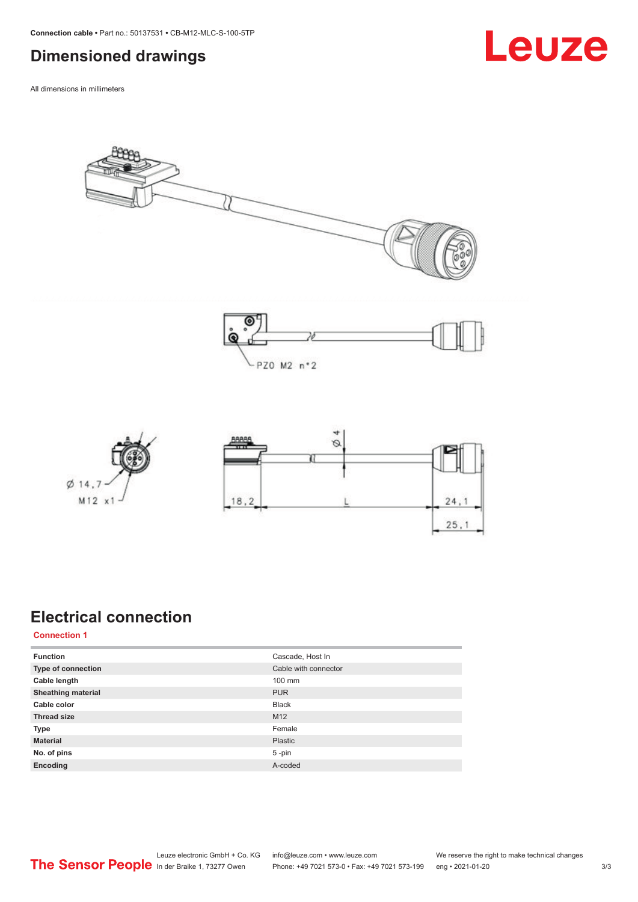## Dimensioned drawings

All dimensions in millimeters

PZ0 M2 n°2

Ø 14,7

M12 x1

18,2

L

24,1

25,1

Ø 4

## Electrical connection

**Connection 1**

| | |
|---|---|
| **Function** | Cascade, Host In |
| **Type of connection** | Cable with connector |
| **Cable length** | 100 mm |
| **Sheathing material** | PUR |
| **Cable color** | Black |
| **Thread size** | M12 |
| **Type** | Female |
| **Material** | Plastic |
| **No. of pins** | 5 -pin |
| **Encoding** | A-coded |